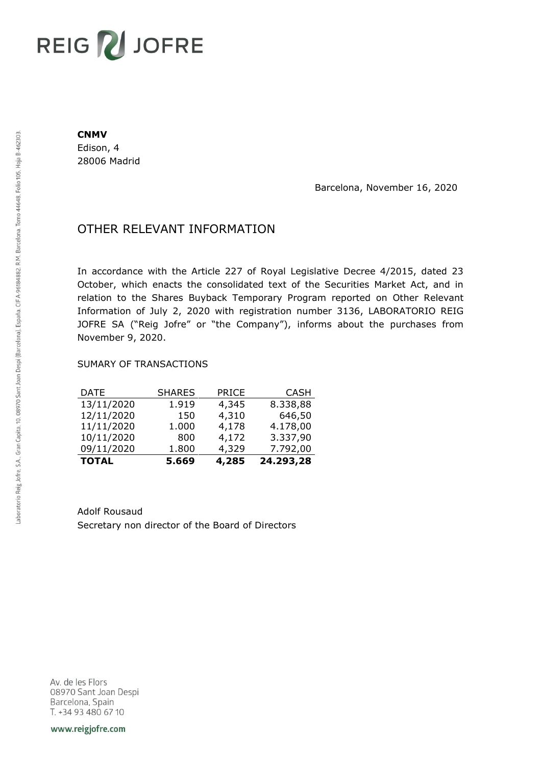**CNMV**
Edison, 4
28006 Madrid

Barcelona, November 16, 2020

## OTHER RELEVANT INFORMATION

In accordance with the Article 227 of Royal Legislative Decree 4/2015, dated 23 October, which enacts the consolidated text of the Securities Market Act, and in relation to the Shares Buyback Temporary Program reported on Other Relevant Information of July 2, 2020 with registration number 3136, LABORATORIO REIG JOFRE SA ("Reig Jofre" or "the Company"), informs about the purchases from November 9, 2020.

SUMARY OF TRANSACTIONS

| DATE | SHARES | PRICE | CASH |
|---|---:|---:|---:|
| 13/11/2020 | 1.919 | 4,345 | 8.338,88 |
| 12/11/2020 | 150 | 4,310 | 646,50 |
| 11/11/2020 | 1.000 | 4,178 | 4.178,00 |
| 10/11/2020 | 800 | 4,172 | 3.337,90 |
| 09/11/2020 | 1.800 | 4,329 | 7.792,00 |
| **TOTAL** | **5.669** | **4,285** | **24.293,28** |

Adolf Rousaud
Secretary non director of the Board of Directors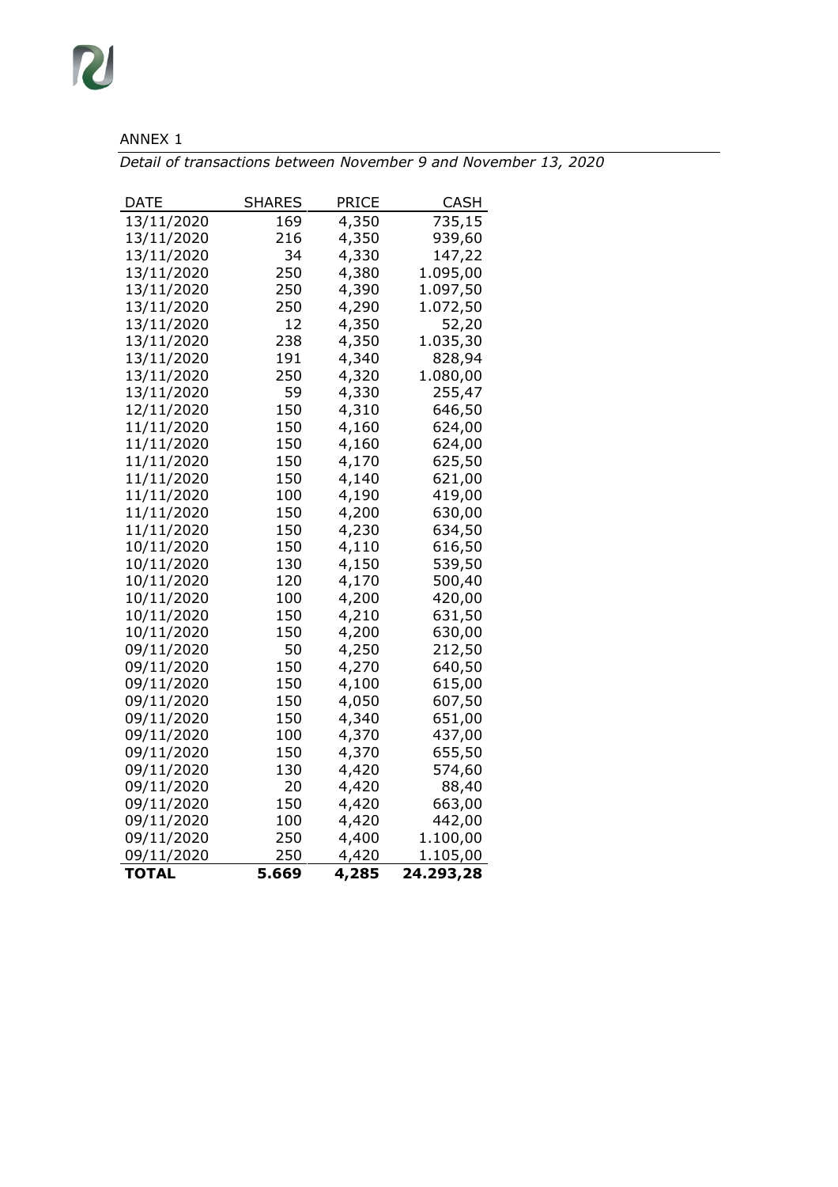ANNEX 1

*Detail of transactions between November 9 and November 13, 2020*

| DATE | SHARES | PRICE | CASH |
|---|---|---|---|
| 13/11/2020 | 169 | 4,350 | 735,15 |
| 13/11/2020 | 216 | 4,350 | 939,60 |
| 13/11/2020 | 34 | 4,330 | 147,22 |
| 13/11/2020 | 250 | 4,380 | 1.095,00 |
| 13/11/2020 | 250 | 4,390 | 1.097,50 |
| 13/11/2020 | 250 | 4,290 | 1.072,50 |
| 13/11/2020 | 12 | 4,350 | 52,20 |
| 13/11/2020 | 238 | 4,350 | 1.035,30 |
| 13/11/2020 | 191 | 4,340 | 828,94 |
| 13/11/2020 | 250 | 4,320 | 1.080,00 |
| 13/11/2020 | 59 | 4,330 | 255,47 |
| 12/11/2020 | 150 | 4,310 | 646,50 |
| 11/11/2020 | 150 | 4,160 | 624,00 |
| 11/11/2020 | 150 | 4,160 | 624,00 |
| 11/11/2020 | 150 | 4,170 | 625,50 |
| 11/11/2020 | 150 | 4,140 | 621,00 |
| 11/11/2020 | 100 | 4,190 | 419,00 |
| 11/11/2020 | 150 | 4,200 | 630,00 |
| 11/11/2020 | 150 | 4,230 | 634,50 |
| 10/11/2020 | 150 | 4,110 | 616,50 |
| 10/11/2020 | 130 | 4,150 | 539,50 |
| 10/11/2020 | 120 | 4,170 | 500,40 |
| 10/11/2020 | 100 | 4,200 | 420,00 |
| 10/11/2020 | 150 | 4,210 | 631,50 |
| 10/11/2020 | 150 | 4,200 | 630,00 |
| 09/11/2020 | 50 | 4,250 | 212,50 |
| 09/11/2020 | 150 | 4,270 | 640,50 |
| 09/11/2020 | 150 | 4,100 | 615,00 |
| 09/11/2020 | 150 | 4,050 | 607,50 |
| 09/11/2020 | 150 | 4,340 | 651,00 |
| 09/11/2020 | 100 | 4,370 | 437,00 |
| 09/11/2020 | 150 | 4,370 | 655,50 |
| 09/11/2020 | 130 | 4,420 | 574,60 |
| 09/11/2020 | 20 | 4,420 | 88,40 |
| 09/11/2020 | 150 | 4,420 | 663,00 |
| 09/11/2020 | 100 | 4,420 | 442,00 |
| 09/11/2020 | 250 | 4,400 | 1.100,00 |
| 09/11/2020 | 250 | 4,420 | 1.105,00 |
| **TOTAL** | **5.669** | **4,285** | **24.293,28** |